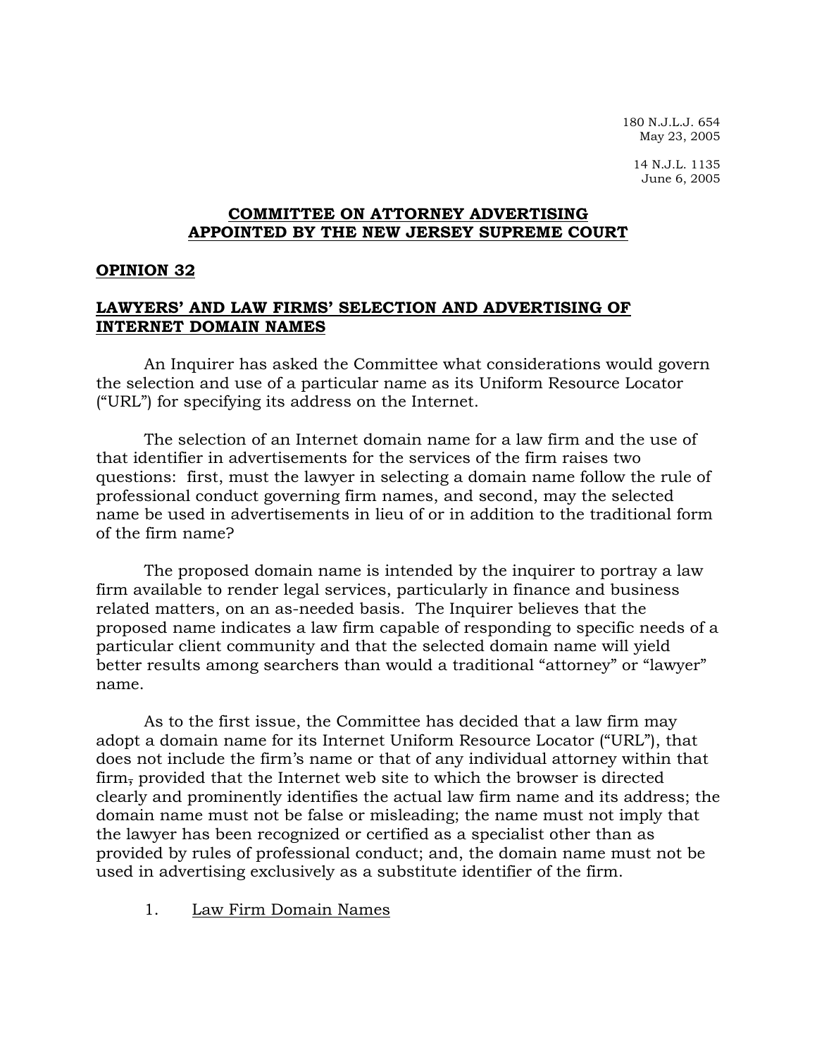180 N.J.L.J. 654
May 23, 2005

14 N.J.L. 1135
June 6, 2005

# COMMITTEE ON ATTORNEY ADVERTISING APPOINTED BY THE NEW JERSEY SUPREME COURT

## OPINION 32

## LAWYERS' AND LAW FIRMS' SELECTION AND ADVERTISING OF INTERNET DOMAIN NAMES

An Inquirer has asked the Committee what considerations would govern the selection and use of a particular name as its Uniform Resource Locator ("URL") for specifying its address on the Internet.

The selection of an Internet domain name for a law firm and the use of that identifier in advertisements for the services of the firm raises two questions: first, must the lawyer in selecting a domain name follow the rule of professional conduct governing firm names, and second, may the selected name be used in advertisements in lieu of or in addition to the traditional form of the firm name?

The proposed domain name is intended by the inquirer to portray a law firm available to render legal services, particularly in finance and business related matters, on an as-needed basis. The Inquirer believes that the proposed name indicates a law firm capable of responding to specific needs of a particular client community and that the selected domain name will yield better results among searchers than would a traditional "attorney" or "lawyer" name.

As to the first issue, the Committee has decided that a law firm may adopt a domain name for its Internet Uniform Resource Locator ("URL"), that does not include the firm's name or that of any individual attorney within that firm, provided that the Internet web site to which the browser is directed clearly and prominently identifies the actual law firm name and its address; the domain name must not be false or misleading; the name must not imply that the lawyer has been recognized or certified as a specialist other than as provided by rules of professional conduct; and, the domain name must not be used in advertising exclusively as a substitute identifier of the firm.

### 1. Law Firm Domain Names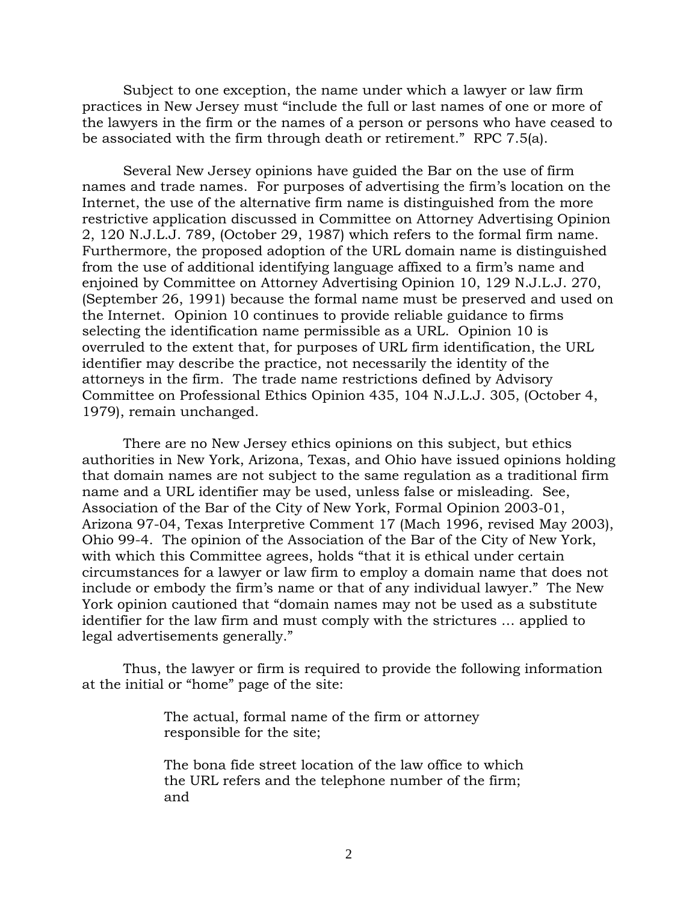Subject to one exception, the name under which a lawyer or law firm practices in New Jersey must "include the full or last names of one or more of the lawyers in the firm or the names of a person or persons who have ceased to be associated with the firm through death or retirement." RPC 7.5(a).

Several New Jersey opinions have guided the Bar on the use of firm names and trade names. For purposes of advertising the firm's location on the Internet, the use of the alternative firm name is distinguished from the more restrictive application discussed in Committee on Attorney Advertising Opinion 2, 120 N.J.L.J. 789, (October 29, 1987) which refers to the formal firm name. Furthermore, the proposed adoption of the URL domain name is distinguished from the use of additional identifying language affixed to a firm's name and enjoined by Committee on Attorney Advertising Opinion 10, 129 N.J.L.J. 270, (September 26, 1991) because the formal name must be preserved and used on the Internet. Opinion 10 continues to provide reliable guidance to firms selecting the identification name permissible as a URL. Opinion 10 is overruled to the extent that, for purposes of URL firm identification, the URL identifier may describe the practice, not necessarily the identity of the attorneys in the firm. The trade name restrictions defined by Advisory Committee on Professional Ethics Opinion 435, 104 N.J.L.J. 305, (October 4, 1979), remain unchanged.

There are no New Jersey ethics opinions on this subject, but ethics authorities in New York, Arizona, Texas, and Ohio have issued opinions holding that domain names are not subject to the same regulation as a traditional firm name and a URL identifier may be used, unless false or misleading. See, Association of the Bar of the City of New York, Formal Opinion 2003-01, Arizona 97-04, Texas Interpretive Comment 17 (Mach 1996, revised May 2003), Ohio 99-4. The opinion of the Association of the Bar of the City of New York, with which this Committee agrees, holds "that it is ethical under certain circumstances for a lawyer or law firm to employ a domain name that does not include or embody the firm's name or that of any individual lawyer." The New York opinion cautioned that "domain names may not be used as a substitute identifier for the law firm and must comply with the strictures … applied to legal advertisements generally."

Thus, the lawyer or firm is required to provide the following information at the initial or "home" page of the site:

> The actual, formal name of the firm or attorney responsible for the site;
>
> The bona fide street location of the law office to which the URL refers and the telephone number of the firm; and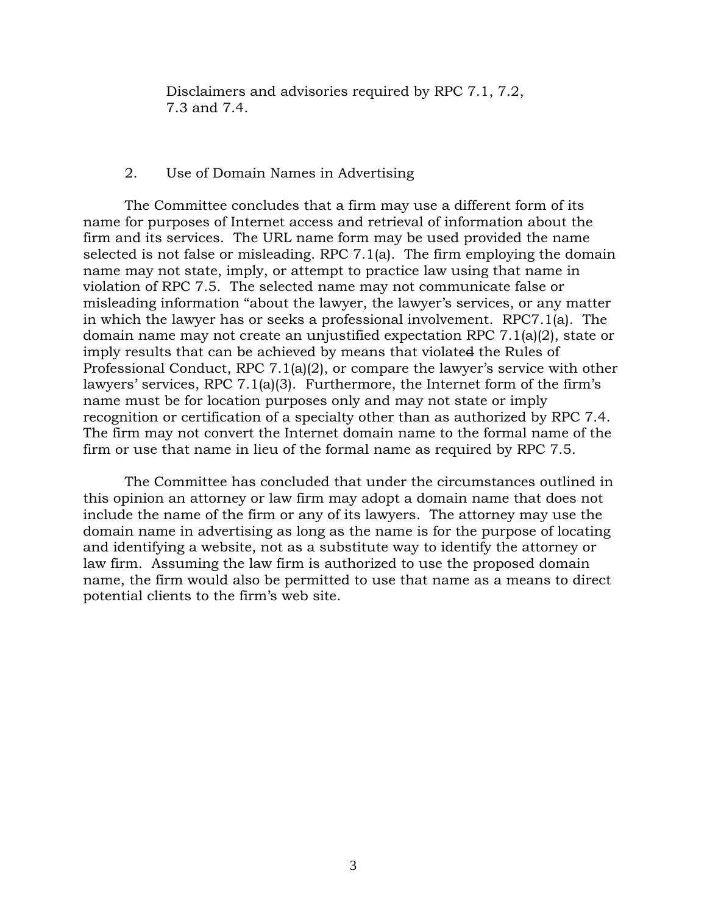Disclaimers and advisories required by RPC 7.1, 7.2, 7.3 and 7.4.

2. Use of Domain Names in Advertising

The Committee concludes that a firm may use a different form of its name for purposes of Internet access and retrieval of information about the firm and its services. The URL name form may be used provided the name selected is not false or misleading. RPC 7.1(a). The firm employing the domain name may not state, imply, or attempt to practice law using that name in violation of RPC 7.5. The selected name may not communicate false or misleading information "about the lawyer, the lawyer's services, or any matter in which the lawyer has or seeks a professional involvement. RPC7.1(a). The domain name may not create an unjustified expectation RPC 7.1(a)(2), state or imply results that can be achieved by means that violated the Rules of Professional Conduct, RPC 7.1(a)(2), or compare the lawyer's service with other lawyers' services, RPC 7.1(a)(3). Furthermore, the Internet form of the firm's name must be for location purposes only and may not state or imply recognition or certification of a specialty other than as authorized by RPC 7.4. The firm may not convert the Internet domain name to the formal name of the firm or use that name in lieu of the formal name as required by RPC 7.5.

The Committee has concluded that under the circumstances outlined in this opinion an attorney or law firm may adopt a domain name that does not include the name of the firm or any of its lawyers. The attorney may use the domain name in advertising as long as the name is for the purpose of locating and identifying a website, not as a substitute way to identify the attorney or law firm. Assuming the law firm is authorized to use the proposed domain name, the firm would also be permitted to use that name as a means to direct potential clients to the firm's web site.